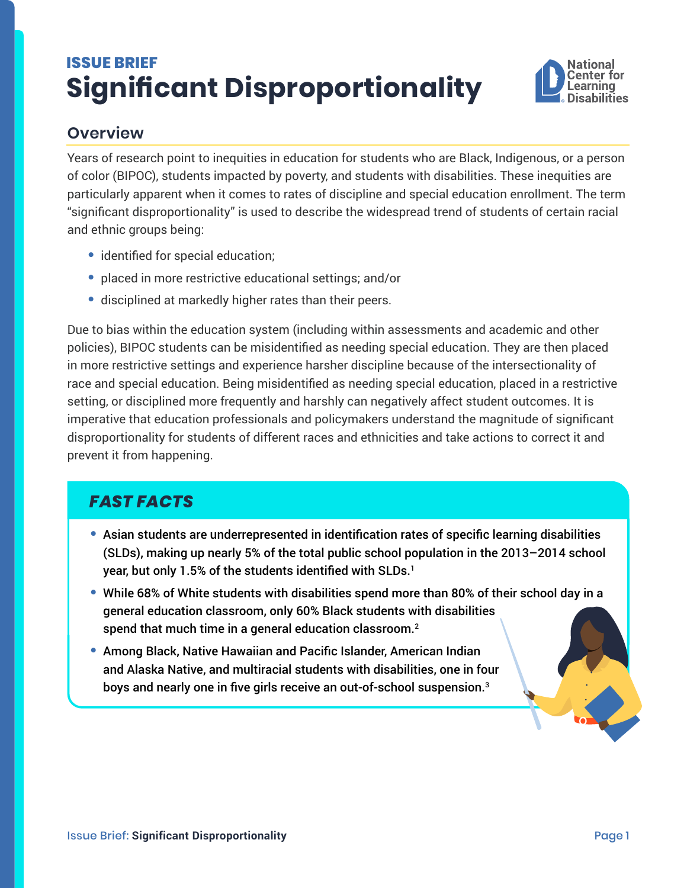ISSUE BRIEF

# Significant Disproportionality

National Center for Learning Disabilities

## Overview

Years of research point to inequities in education for students who are Black, Indigenous, or a person of color (BIPOC), students impacted by poverty, and students with disabilities. These inequities are particularly apparent when it comes to rates of discipline and special education enrollment. The term "significant disproportionality" is used to describe the widespread trend of students of certain racial and ethnic groups being:

- identified for special education;
- placed in more restrictive educational settings; and/or
- disciplined at markedly higher rates than their peers.

Due to bias within the education system (including within assessments and academic and other policies), BIPOC students can be misidentified as needing special education. They are then placed in more restrictive settings and experience harsher discipline because of the intersectionality of race and special education. Being misidentified as needing special education, placed in a restrictive setting, or disciplined more frequently and harshly can negatively affect student outcomes. It is imperative that education professionals and policymakers understand the magnitude of significant disproportionality for students of different races and ethnicities and take actions to correct it and prevent it from happening.

### *FAST FACTS*

- **Asian students are underrepresented in identification rates of specific learning disabilities (SLDs), making up nearly 5% of the total public school population in the 2013–2014 school year, but only 1.5% of the students identified with SLDs.[1]**
- **While 68% of White students with disabilities spend more than 80% of their school day in a general education classroom, only 60% Black students with disabilities spend that much time in a general education classroom.[2]**
- **Among Black, Native Hawaiian and Pacific Islander, American Indian and Alaska Native, and multiracial students with disabilities, one in four boys and nearly one in five girls receive an out-of-school suspension.[3]**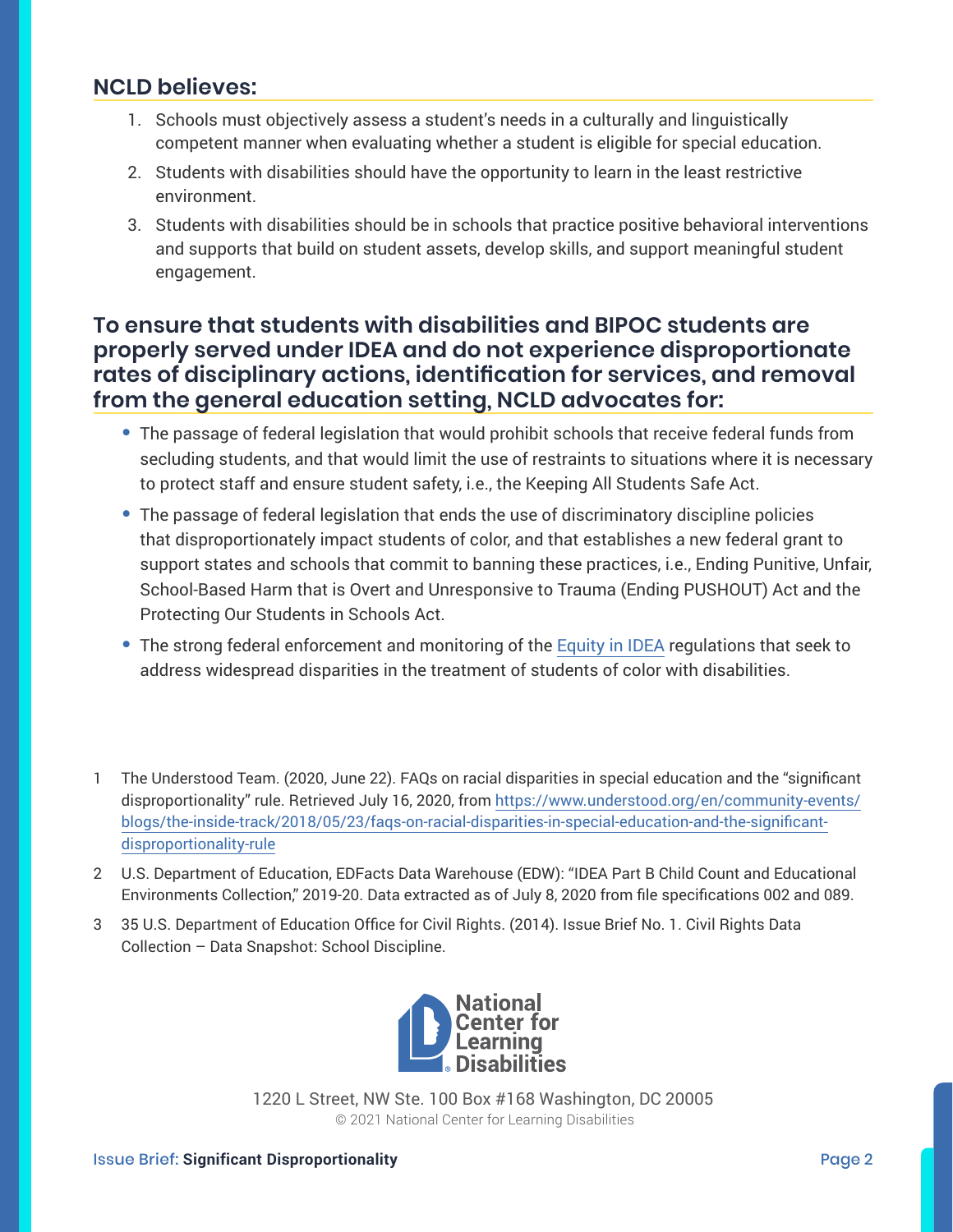## NCLD believes:

1. Schools must objectively assess a student's needs in a culturally and linguistically competent manner when evaluating whether a student is eligible for special education.
2. Students with disabilities should have the opportunity to learn in the least restrictive environment.
3. Students with disabilities should be in schools that practice positive behavioral interventions and supports that build on student assets, develop skills, and support meaningful student engagement.

## To ensure that students with disabilities and BIPOC students are properly served under IDEA and do not experience disproportionate rates of disciplinary actions, identification for services, and removal from the general education setting, NCLD advocates for:

- The passage of federal legislation that would prohibit schools that receive federal funds from secluding students, and that would limit the use of restraints to situations where it is necessary to protect staff and ensure student safety, i.e., the Keeping All Students Safe Act.
- The passage of federal legislation that ends the use of discriminatory discipline policies that disproportionately impact students of color, and that establishes a new federal grant to support states and schools that commit to banning these practices, i.e., Ending Punitive, Unfair, School-Based Harm that is Overt and Unresponsive to Trauma (Ending PUSHOUT) Act and the Protecting Our Students in Schools Act.
- The strong federal enforcement and monitoring of the Equity in IDEA regulations that seek to address widespread disparities in the treatment of students of color with disabilities.

1 The Understood Team. (2020, June 22). FAQs on racial disparities in special education and the "significant disproportionality" rule. Retrieved July 16, 2020, from https://www.understood.org/en/community-events/blogs/the-inside-track/2018/05/23/faqs-on-racial-disparities-in-special-education-and-the-significant-disproportionality-rule

2 U.S. Department of Education, EDFacts Data Warehouse (EDW): "IDEA Part B Child Count and Educational Environments Collection," 2019-20. Data extracted as of July 8, 2020 from file specifications 002 and 089.

3 35 U.S. Department of Education Office for Civil Rights. (2014). Issue Brief No. 1. Civil Rights Data Collection – Data Snapshot: School Discipline.

National Center for Learning Disabilities

1220 L Street, NW Ste. 100 Box #168 Washington, DC 20005

© 2021 National Center for Learning Disabilities